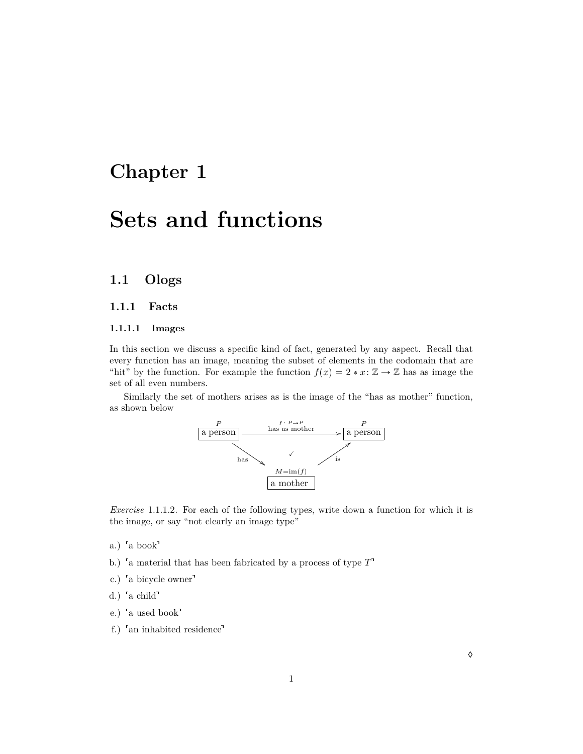# Chapter 1

# Sets and functions

## 1.1 Ologs

### 1.1.1 Facts

#### 1.1.1.1 Images

In this section we discuss a specific kind of fact, generated by any aspect. Recall that every function has an image, meaning the subset of elements in the codomain that are "hit" by the function. For example the function $f(x) = 2 * x \colon \mathbb{Z} \to \mathbb{Z}$ has as image the set of all even numbers.

Similarly the set of mothers arises as is the image of the "has as mother" function, as shown below

$$
\begin{array}{ccc}
\overset{P}{\boxed{\text{a person}}} & \xrightarrow[\text{has as mother}]{f\colon P \to P} & \overset{P}{\boxed{\text{a person}}} \\
& \searrow^{\text{has}} \quad \checkmark \quad \nearrow^{\text{is}} & \\
& \overset{M=\mathrm{im}(f)}{\boxed{\text{a mother}}} &
\end{array}
$$

*Exercise* 1.1.1.2. For each of the following types, write down a function for which it is the image, or say "not clearly an image type"

a.) ⌜a book⌝

b.) ⌜a material that has been fabricated by a process of type $T$⌝

c.) ⌜a bicycle owner⌝

d.) ⌜a child⌝

e.) ⌜a used book⌝

f.) ⌜an inhabited residence⌝

◊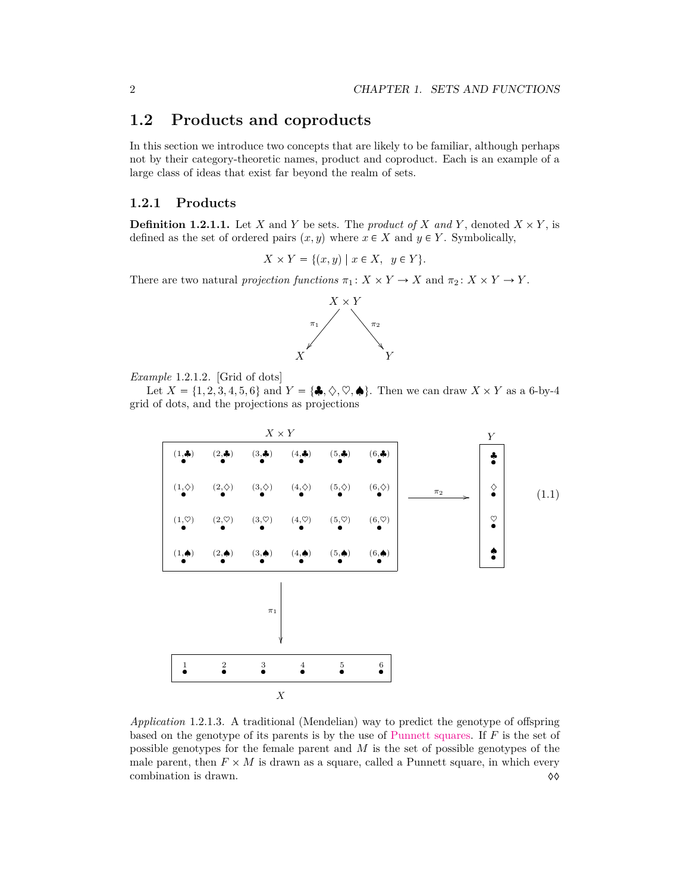## 1.2 Products and coproducts

In this section we introduce two concepts that are likely to be familiar, although perhaps not by their category-theoretic names, product and coproduct. Each is an example of a large class of ideas that exist far beyond the realm of sets.

### 1.2.1 Products

**Definition 1.2.1.1.** Let $X$ and $Y$ be sets. The *product of $X$ and $Y$*, denoted $X \times Y$, is defined as the set of ordered pairs $(x, y)$ where $x \in X$ and $y \in Y$. Symbolically,

$$X \times Y = \{(x, y) \mid x \in X, \;\; y \in Y\}.$$

There are two natural *projection functions* $\pi_1 \colon X \times Y \to X$ and $\pi_2 \colon X \times Y \to Y$.

$$X \xleftarrow{\;\pi_1\;} X \times Y \xrightarrow{\;\pi_2\;} Y$$

*Example* 1.2.1.2. [Grid of dots]

Let $X = \{1, 2, 3, 4, 5, 6\}$ and $Y = \{\clubsuit, \diamondsuit, \heartsuit, \spadesuit\}$. Then we can draw $X \times Y$ as a 6-by-4 grid of dots, and the projections as projections

$X \times Y$:

| | | | | | |
|---|---|---|---|---|---|
| $(1,\clubsuit)$ | $(2,\clubsuit)$ | $(3,\clubsuit)$ | $(4,\clubsuit)$ | $(5,\clubsuit)$ | $(6,\clubsuit)$ |
| $(1,\diamondsuit)$ | $(2,\diamondsuit)$ | $(3,\diamondsuit)$ | $(4,\diamondsuit)$ | $(5,\diamondsuit)$ | $(6,\diamondsuit)$ |
| $(1,\heartsuit)$ | $(2,\heartsuit)$ | $(3,\heartsuit)$ | $(4,\heartsuit)$ | $(5,\heartsuit)$ | $(6,\heartsuit)$ |
| $(1,\spadesuit)$ | $(2,\spadesuit)$ | $(3,\spadesuit)$ | $(4,\spadesuit)$ | $(5,\spadesuit)$ | $(6,\spadesuit)$ |

$\xrightarrow{\;\pi_2\;}$ $Y$: $\clubsuit$, $\diamondsuit$, $\heartsuit$, $\spadesuit$ (1.1)

$\downarrow \pi_1$ $X$: 1, 2, 3, 4, 5, 6

*Application* 1.2.1.3. A traditional (Mendelian) way to predict the genotype of offspring based on the genotype of its parents is by the use of Punnett squares. If $F$ is the set of possible genotypes for the female parent and $M$ is the set of possible genotypes of the male parent, then $F \times M$ is drawn as a square, called a Punnett square, in which every combination is drawn. ◊◊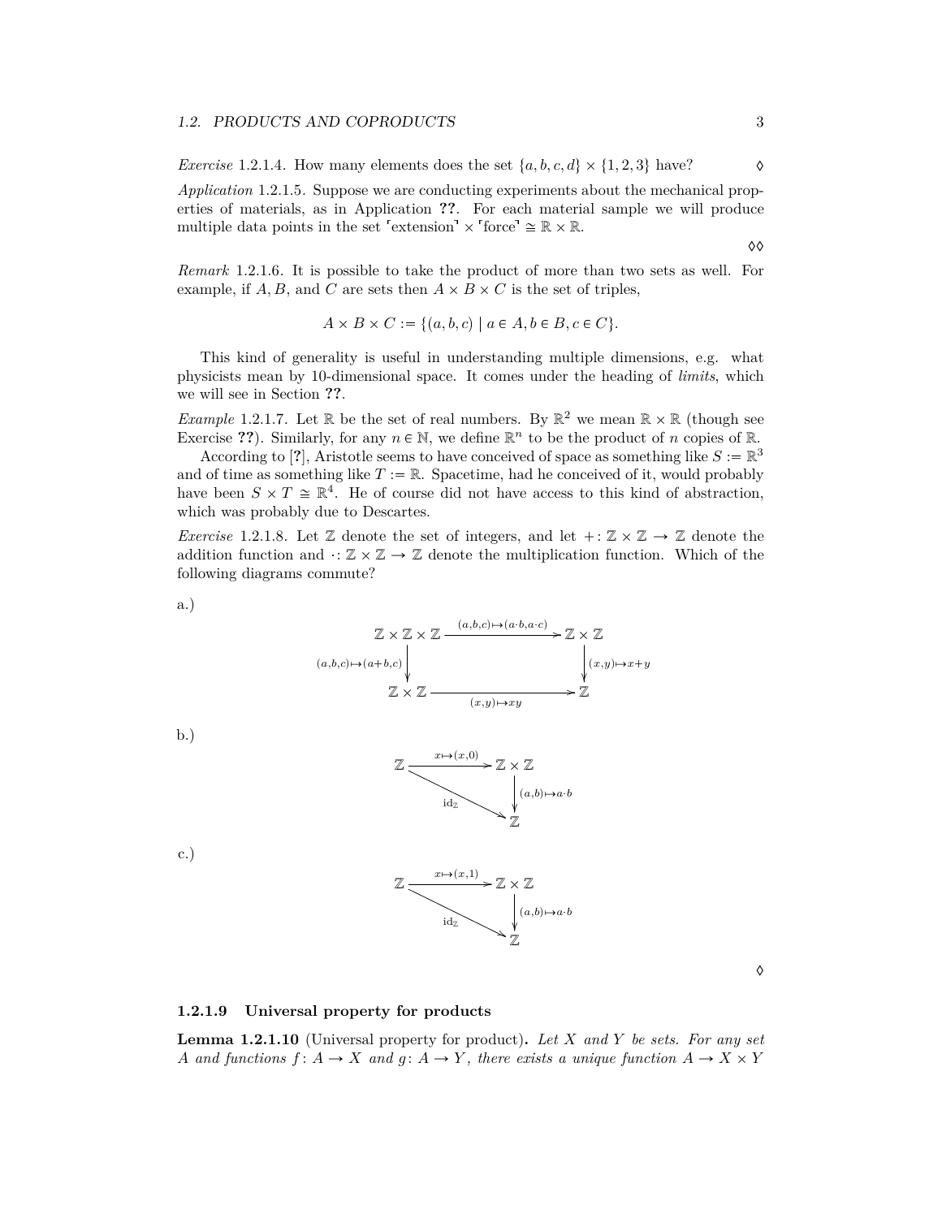*Exercise* 1.2.1.4. How many elements does the set $\{a, b, c, d\} \times \{1, 2, 3\}$ have? ◊

*Application* 1.2.1.5. Suppose we are conducting experiments about the mechanical properties of materials, as in Application **??**. For each material sample we will produce multiple data points in the set ⌜extension⌝ × ⌜force⌝ $\cong \mathbb{R} \times \mathbb{R}$.

◊◊

*Remark* 1.2.1.6. It is possible to take the product of more than two sets as well. For example, if $A, B$, and $C$ are sets then $A \times B \times C$ is the set of triples,

$$A \times B \times C := \{(a, b, c) \mid a \in A, b \in B, c \in C\}.$$

This kind of generality is useful in understanding multiple dimensions, e.g. what physicists mean by 10-dimensional space. It comes under the heading of *limits*, which we will see in Section **??**.

*Example* 1.2.1.7. Let $\mathbb{R}$ be the set of real numbers. By $\mathbb{R}^2$ we mean $\mathbb{R} \times \mathbb{R}$ (though see Exercise **??**). Similarly, for any $n \in \mathbb{N}$, we define $\mathbb{R}^n$ to be the product of $n$ copies of $\mathbb{R}$.

According to [**?**], Aristotle seems to have conceived of space as something like $S := \mathbb{R}^3$ and of time as something like $T := \mathbb{R}$. Spacetime, had he conceived of it, would probably have been $S \times T \cong \mathbb{R}^4$. He of course did not have access to this kind of abstraction, which was probably due to Descartes.

*Exercise* 1.2.1.8. Let $\mathbb{Z}$ denote the set of integers, and let $+ \colon \mathbb{Z} \times \mathbb{Z} \to \mathbb{Z}$ denote the addition function and $\cdot \colon \mathbb{Z} \times \mathbb{Z} \to \mathbb{Z}$ denote the multiplication function. Which of the following diagrams commute?

a.)

$$\begin{array}{ccc}
\mathbb{Z} \times \mathbb{Z} \times \mathbb{Z} & \xrightarrow{(a,b,c) \mapsto (a \cdot b, a \cdot c)} & \mathbb{Z} \times \mathbb{Z} \\
{\scriptstyle (a,b,c) \mapsto (a+b,c)} \downarrow & & \downarrow {\scriptstyle (x,y) \mapsto x+y} \\
\mathbb{Z} \times \mathbb{Z} & \xrightarrow[(x,y) \mapsto xy]{} & \mathbb{Z}
\end{array}$$

b.)

$$\begin{array}{ccc}
\mathbb{Z} & \xrightarrow{x \mapsto (x,0)} & \mathbb{Z} \times \mathbb{Z} \\
& {\scriptstyle \mathrm{id}_{\mathbb{Z}}} \searrow & \downarrow {\scriptstyle (a,b) \mapsto a \cdot b} \\
& & \mathbb{Z}
\end{array}$$

c.)

$$\begin{array}{ccc}
\mathbb{Z} & \xrightarrow{x \mapsto (x,1)} & \mathbb{Z} \times \mathbb{Z} \\
& {\scriptstyle \mathrm{id}_{\mathbb{Z}}} \searrow & \downarrow {\scriptstyle (a,b) \mapsto a \cdot b} \\
& & \mathbb{Z}
\end{array}$$

◊

#### 1.2.1.9 Universal property for products

**Lemma 1.2.1.10** (Universal property for product)**.** *Let $X$ and $Y$ be sets. For any set $A$ and functions $f \colon A \to X$ and $g \colon A \to Y$, there exists a unique function $A \to X \times Y$*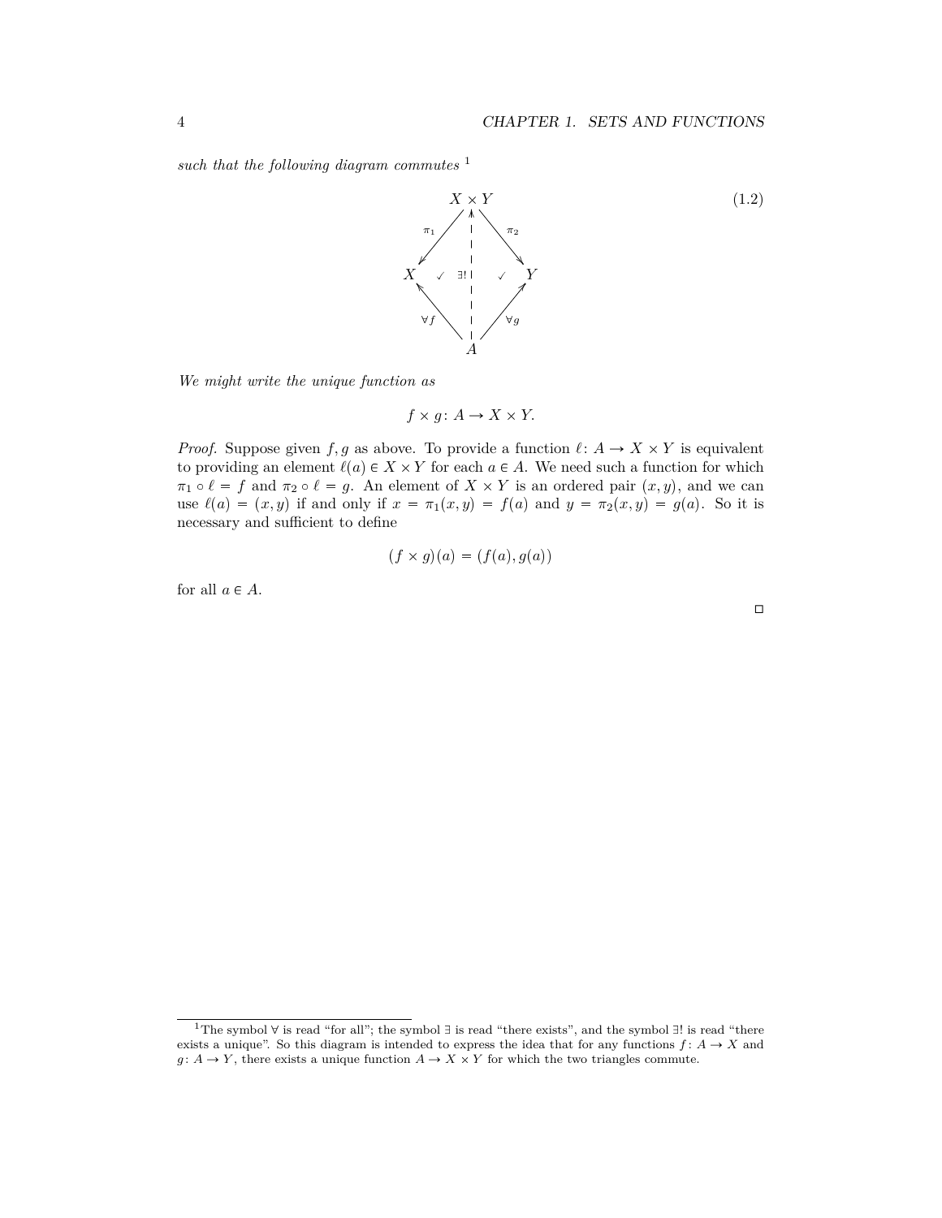*such that the following diagram commutes* [1]

$$\begin{array}{ccccc} & & X \times Y & & \\ & \swarrow^{\pi_1} & \uparrow & {}^{\pi_2}\searrow & \\ X & \checkmark & \exists! & \checkmark & Y \\ & \nwarrow_{\forall f} & | & {}_{\forall g}\nearrow & \\ & & A & & \end{array} \tag{1.2}$$

*We might write the unique function as*

$$f \times g \colon A \to X \times Y.$$

*Proof.* Suppose given $f, g$ as above. To provide a function $\ell \colon A \to X \times Y$ is equivalent to providing an element $\ell(a) \in X \times Y$ for each $a \in A$. We need such a function for which $\pi_1 \circ \ell = f$ and $\pi_2 \circ \ell = g$. An element of $X \times Y$ is an ordered pair $(x, y)$, and we can use $\ell(a) = (x, y)$ if and only if $x = \pi_1(x, y) = f(a)$ and $y = \pi_2(x, y) = g(a)$. So it is necessary and sufficient to define

$$(f \times g)(a) = (f(a), g(a))$$

for all $a \in A$. □

[1] The symbol $\forall$ is read "for all"; the symbol $\exists$ is read "there exists", and the symbol $\exists!$ is read "there exists a unique". So this diagram is intended to express the idea that for any functions $f \colon A \to X$ and $g \colon A \to Y$, there exists a unique function $A \to X \times Y$ for which the two triangles commute.